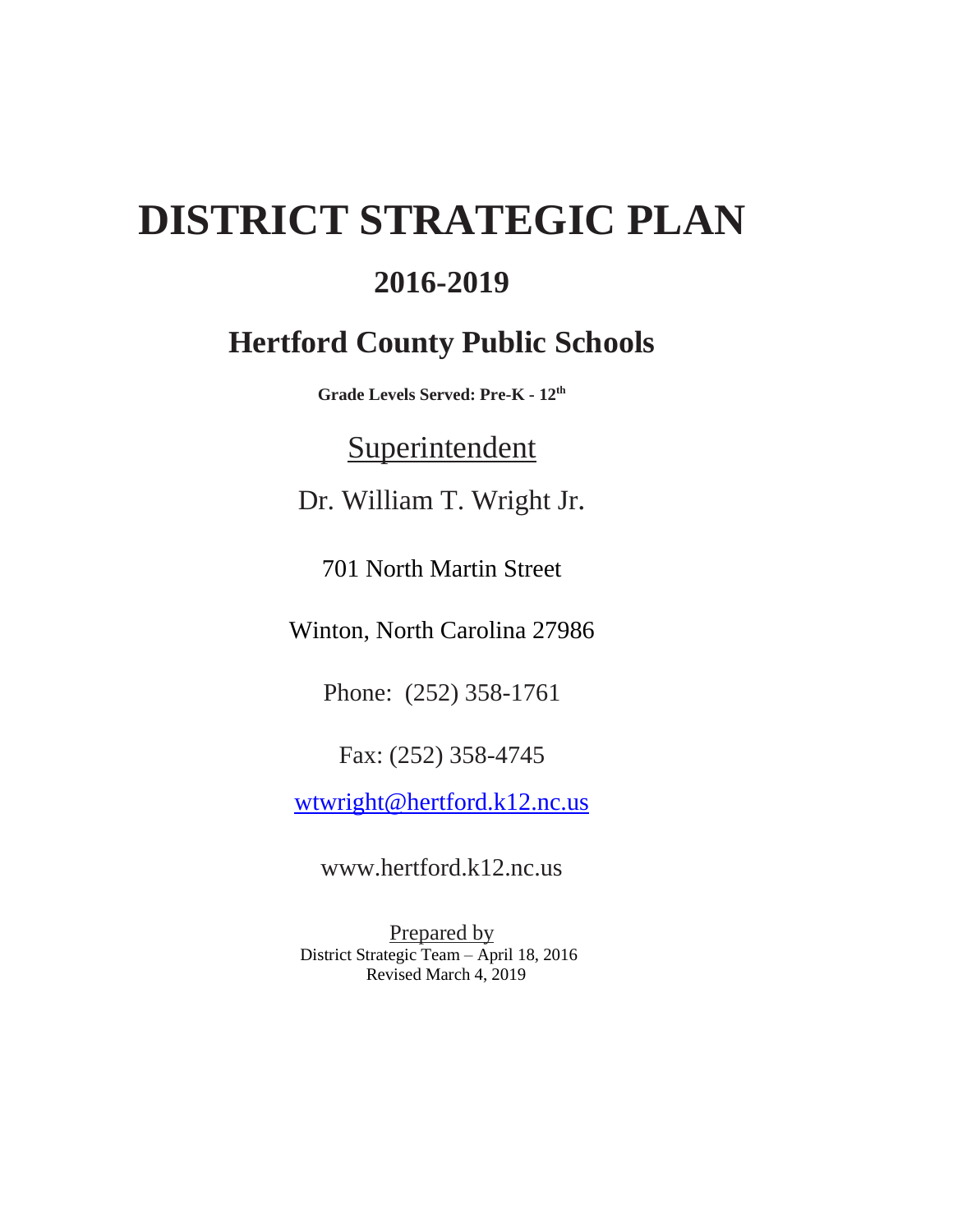# DISTRICT STRATEGIC PLAN

## 2016-2019

## Hertford County Public Schools

**Grade Levels Served: Pre-K - 12th**

Superintendent

Dr. William T. Wright Jr.

701 North Martin Street

Winton, North Carolina 27986

Phone: (252) 358-1761

Fax: (252) 358-4745

wtwright@hertford.k12.nc.us

www.hertford.k12.nc.us

Prepared by
District Strategic Team – April 18, 2016
Revised March 4, 2019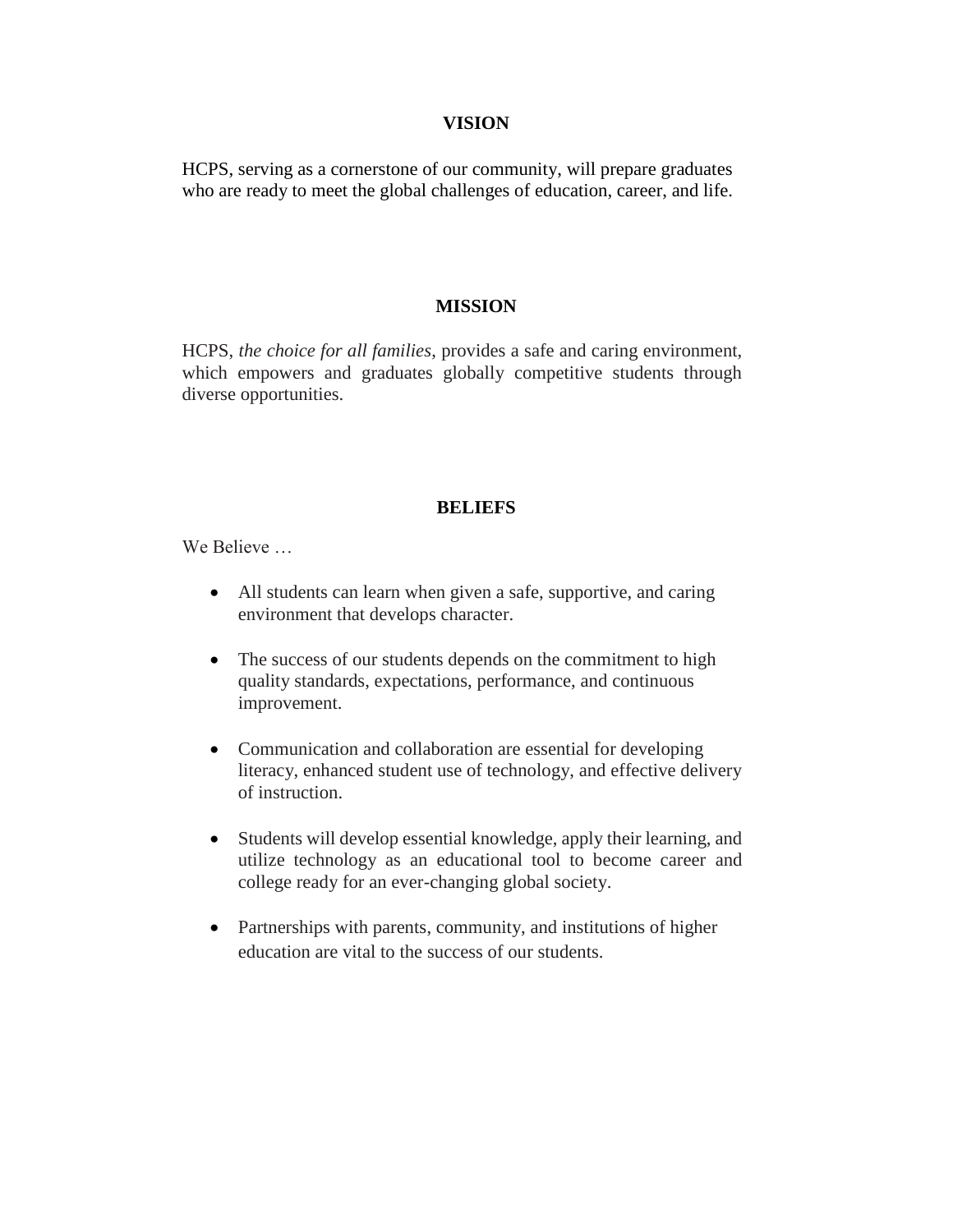## VISION

HCPS, serving as a cornerstone of our community, will prepare graduates who are ready to meet the global challenges of education, career, and life.

## MISSION

HCPS, *the choice for all families*, provides a safe and caring environment, which empowers and graduates globally competitive students through diverse opportunities.

## BELIEFS

We Believe …

- All students can learn when given a safe, supportive, and caring environment that develops character.
- The success of our students depends on the commitment to high quality standards, expectations, performance, and continuous improvement.
- Communication and collaboration are essential for developing literacy, enhanced student use of technology, and effective delivery of instruction.
- Students will develop essential knowledge, apply their learning, and utilize technology as an educational tool to become career and college ready for an ever-changing global society.
- Partnerships with parents, community, and institutions of higher education are vital to the success of our students.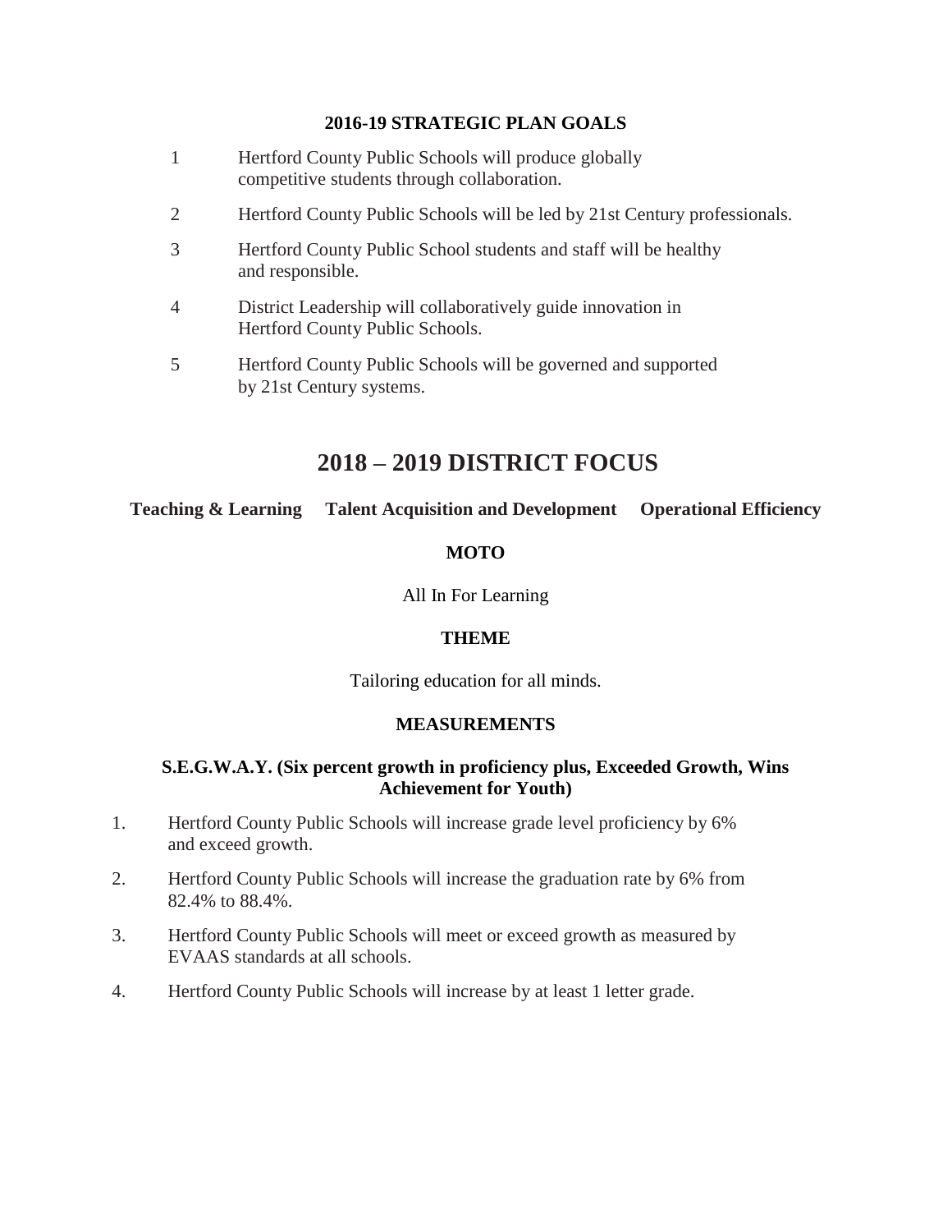### 2016-19 STRATEGIC PLAN GOALS

1. Hertford County Public Schools will produce globally competitive students through collaboration.
2. Hertford County Public Schools will be led by 21st Century professionals.
3. Hertford County Public School students and staff will be healthy and responsible.
4. District Leadership will collaboratively guide innovation in Hertford County Public Schools.
5. Hertford County Public Schools will be governed and supported by 21st Century systems.

## 2018 – 2019 DISTRICT FOCUS

**Teaching & Learning** **Talent Acquisition and Development** **Operational Efficiency**

**MOTO**

All In For Learning

**THEME**

Tailoring education for all minds.

**MEASUREMENTS**

**S.E.G.W.A.Y. (Six percent growth in proficiency plus, Exceeded Growth, Wins Achievement for Youth)**

1. Hertford County Public Schools will increase grade level proficiency by 6% and exceed growth.
2. Hertford County Public Schools will increase the graduation rate by 6% from 82.4% to 88.4%.
3. Hertford County Public Schools will meet or exceed growth as measured by EVAAS standards at all schools.
4. Hertford County Public Schools will increase by at least 1 letter grade.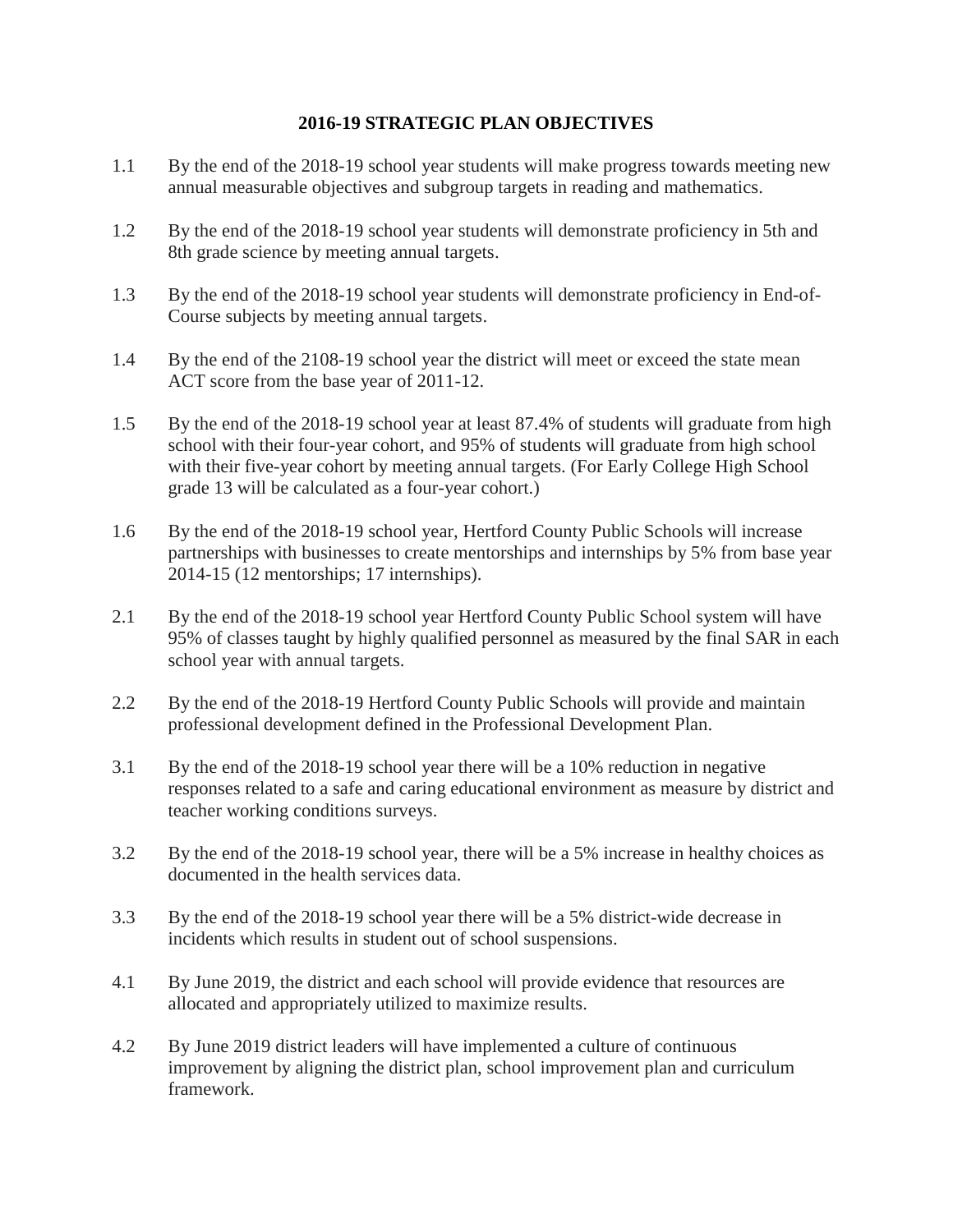# 2016-19 STRATEGIC PLAN OBJECTIVES

1.1 By the end of the 2018-19 school year students will make progress towards meeting new annual measurable objectives and subgroup targets in reading and mathematics.

1.2 By the end of the 2018-19 school year students will demonstrate proficiency in 5th and 8th grade science by meeting annual targets.

1.3 By the end of the 2018-19 school year students will demonstrate proficiency in End-of-Course subjects by meeting annual targets.

1.4 By the end of the 2108-19 school year the district will meet or exceed the state mean ACT score from the base year of 2011-12.

1.5 By the end of the 2018-19 school year at least 87.4% of students will graduate from high school with their four-year cohort, and 95% of students will graduate from high school with their five-year cohort by meeting annual targets. (For Early College High School grade 13 will be calculated as a four-year cohort.)

1.6 By the end of the 2018-19 school year, Hertford County Public Schools will increase partnerships with businesses to create mentorships and internships by 5% from base year 2014-15 (12 mentorships; 17 internships).

2.1 By the end of the 2018-19 school year Hertford County Public School system will have 95% of classes taught by highly qualified personnel as measured by the final SAR in each school year with annual targets.

2.2 By the end of the 2018-19 Hertford County Public Schools will provide and maintain professional development defined in the Professional Development Plan.

3.1 By the end of the 2018-19 school year there will be a 10% reduction in negative responses related to a safe and caring educational environment as measure by district and teacher working conditions surveys.

3.2 By the end of the 2018-19 school year, there will be a 5% increase in healthy choices as documented in the health services data.

3.3 By the end of the 2018-19 school year there will be a 5% district-wide decrease in incidents which results in student out of school suspensions.

4.1 By June 2019, the district and each school will provide evidence that resources are allocated and appropriately utilized to maximize results.

4.2 By June 2019 district leaders will have implemented a culture of continuous improvement by aligning the district plan, school improvement plan and curriculum framework.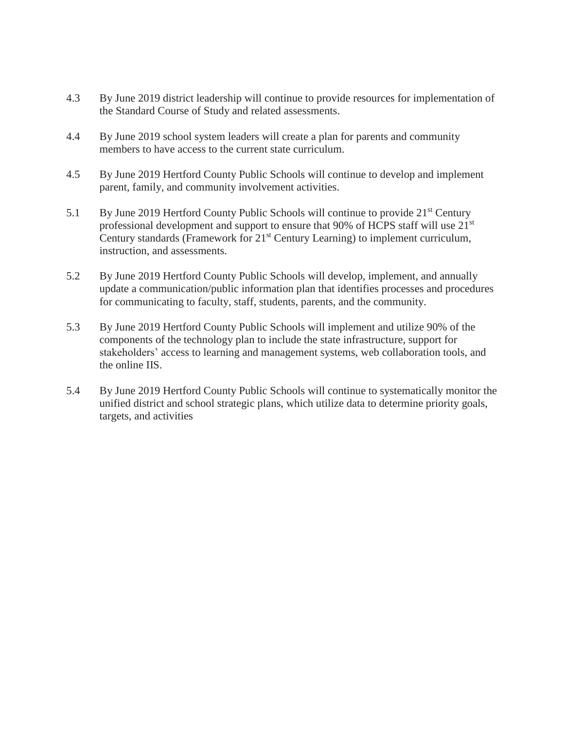4.3 By June 2019 district leadership will continue to provide resources for implementation of the Standard Course of Study and related assessments.

4.4 By June 2019 school system leaders will create a plan for parents and community members to have access to the current state curriculum.

4.5 By June 2019 Hertford County Public Schools will continue to develop and implement parent, family, and community involvement activities.

5.1 By June 2019 Hertford County Public Schools will continue to provide 21st Century professional development and support to ensure that 90% of HCPS staff will use 21st Century standards (Framework for 21st Century Learning) to implement curriculum, instruction, and assessments.

5.2 By June 2019 Hertford County Public Schools will develop, implement, and annually update a communication/public information plan that identifies processes and procedures for communicating to faculty, staff, students, parents, and the community.

5.3 By June 2019 Hertford County Public Schools will implement and utilize 90% of the components of the technology plan to include the state infrastructure, support for stakeholders' access to learning and management systems, web collaboration tools, and the online IIS.

5.4 By June 2019 Hertford County Public Schools will continue to systematically monitor the unified district and school strategic plans, which utilize data to determine priority goals, targets, and activities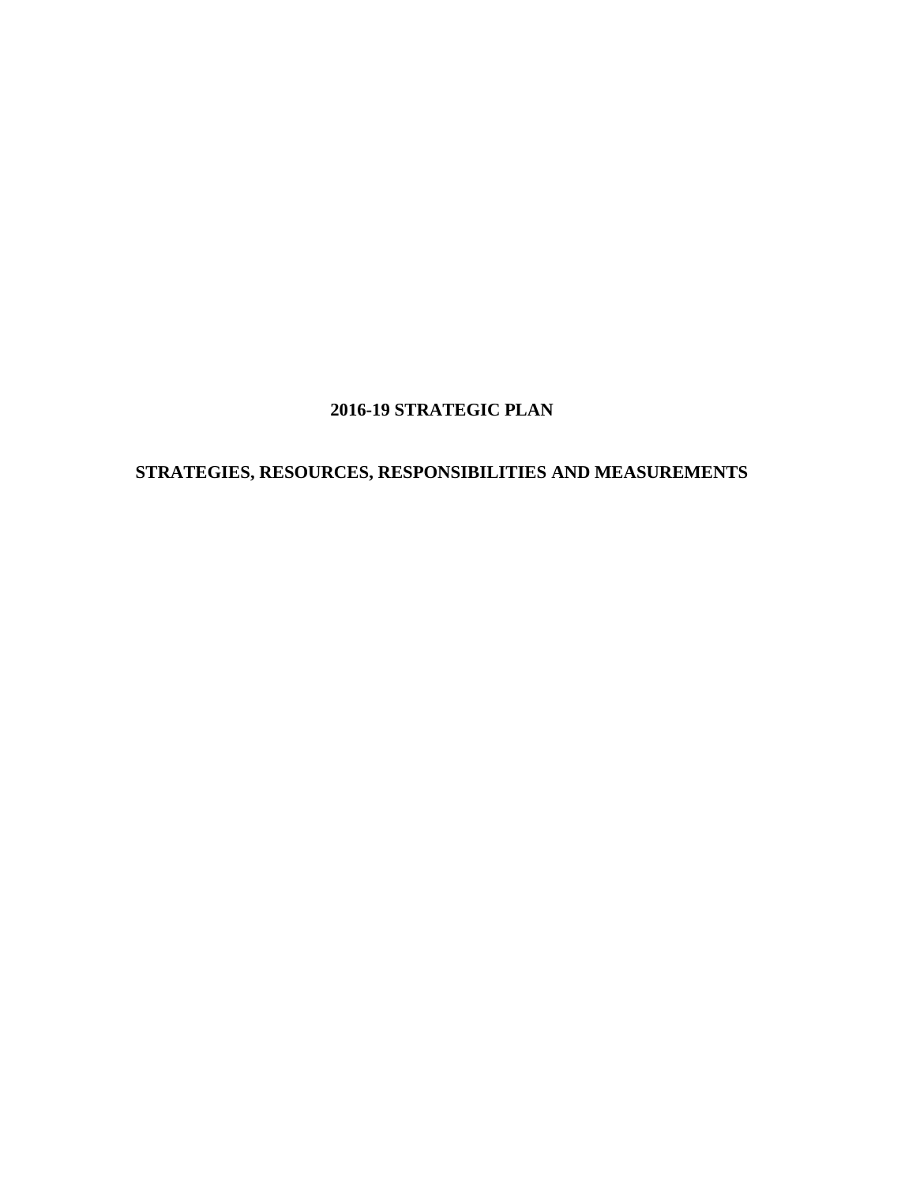# 2016-19 STRATEGIC PLAN

## STRATEGIES, RESOURCES, RESPONSIBILITIES AND MEASUREMENTS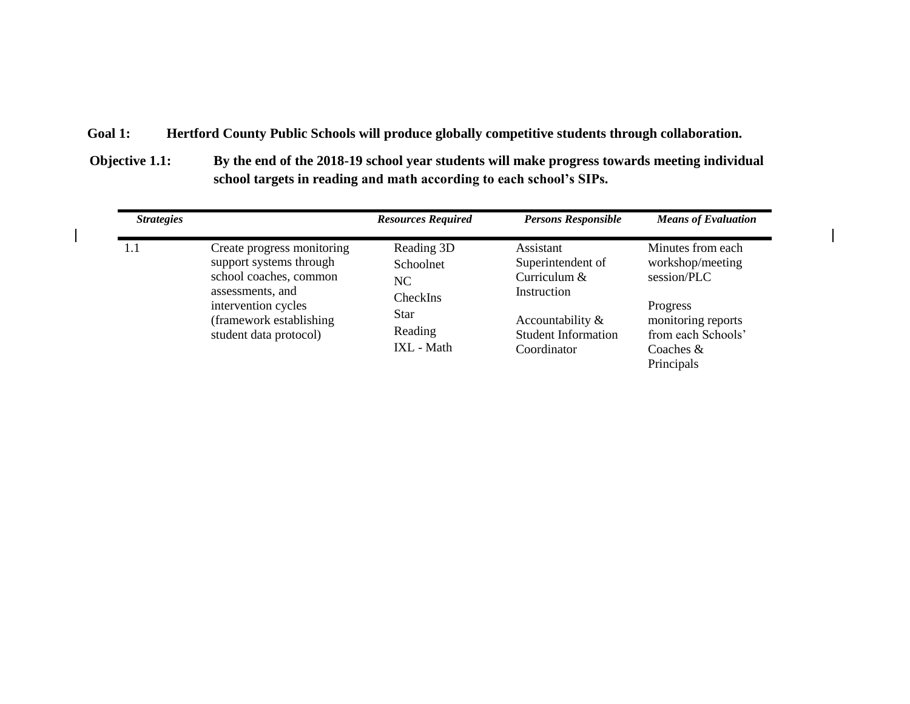**Goal 1:** **Hertford County Public Schools will produce globally competitive students through collaboration.**

**Objective 1.1:** **By the end of the 2018-19 school year students will make progress towards meeting individual school targets in reading and math according to each school's SIPs.**

| ***Strategies*** | | ***Resources Required*** | ***Persons Responsible*** | ***Means of Evaluation*** |
|---|---|---|---|---|
| 1.1 | Create progress monitoring support systems through school coaches, common assessments, and intervention cycles (framework establishing student data protocol) | Reading 3D<br>Schoolnet<br>NC CheckIns<br>Star Reading<br>IXL - Math | Assistant Superintendent of Curriculum & Instruction<br><br>Accountability & Student Information Coordinator | Minutes from each workshop/meeting session/PLC<br><br>Progress monitoring reports from each Schools' Coaches & Principals |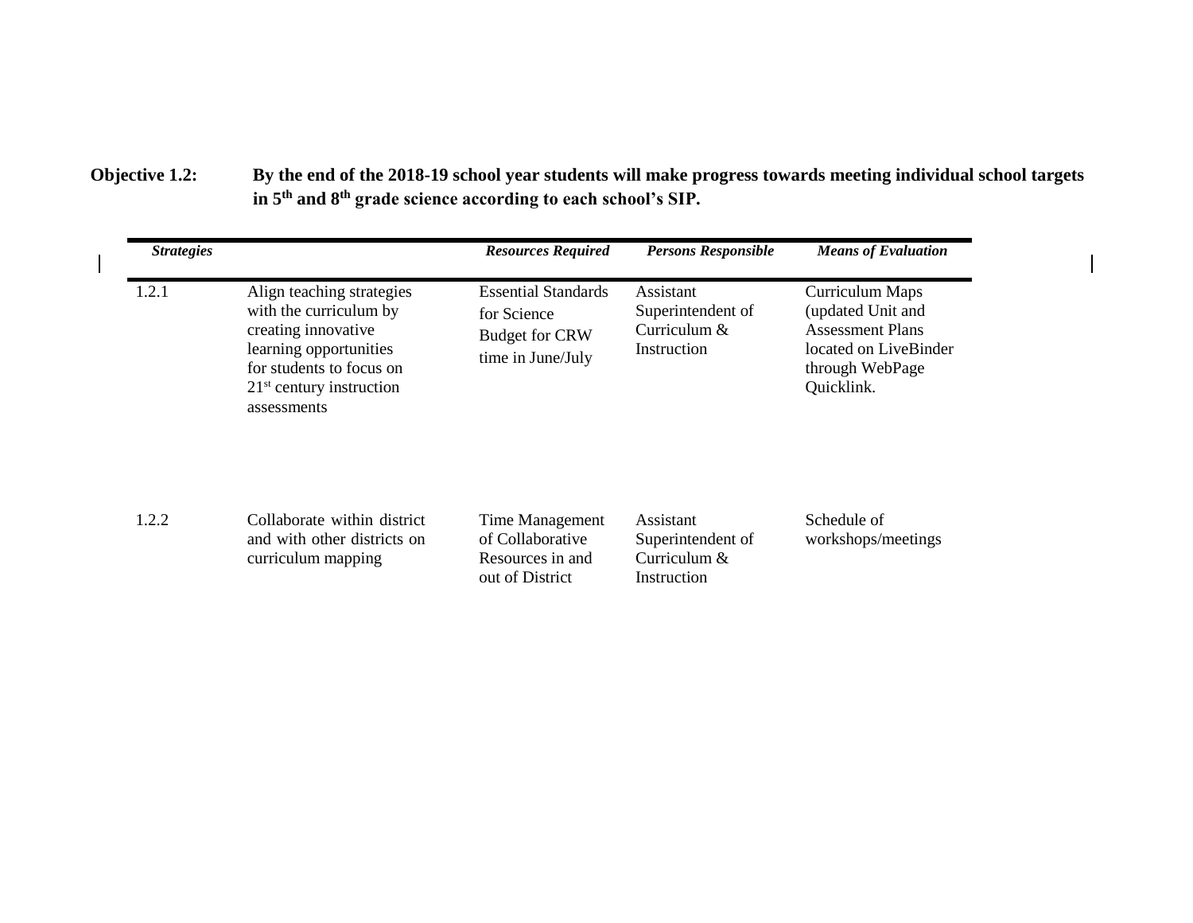**Objective 1.2:** **By the end of the 2018-19 school year students will make progress towards meeting individual school targets in 5th and 8th grade science according to each school's SIP.**

| *Strategies* | | *Resources Required* | *Persons Responsible* | *Means of Evaluation* |
|---|---|---|---|---|
| 1.2.1 | Align teaching strategies with the curriculum by creating innovative learning opportunities for students to focus on 21st century instruction assessments | Essential Standards for Science<br>Budget for CRW time in June/July | Assistant Superintendent of Curriculum & Instruction | Curriculum Maps (updated Unit and Assessment Plans located on LiveBinder through WebPage Quicklink. |
| 1.2.2 | Collaborate within district and with other districts on curriculum mapping | Time Management of Collaborative Resources in and out of District | Assistant Superintendent of Curriculum & Instruction | Schedule of workshops/meetings |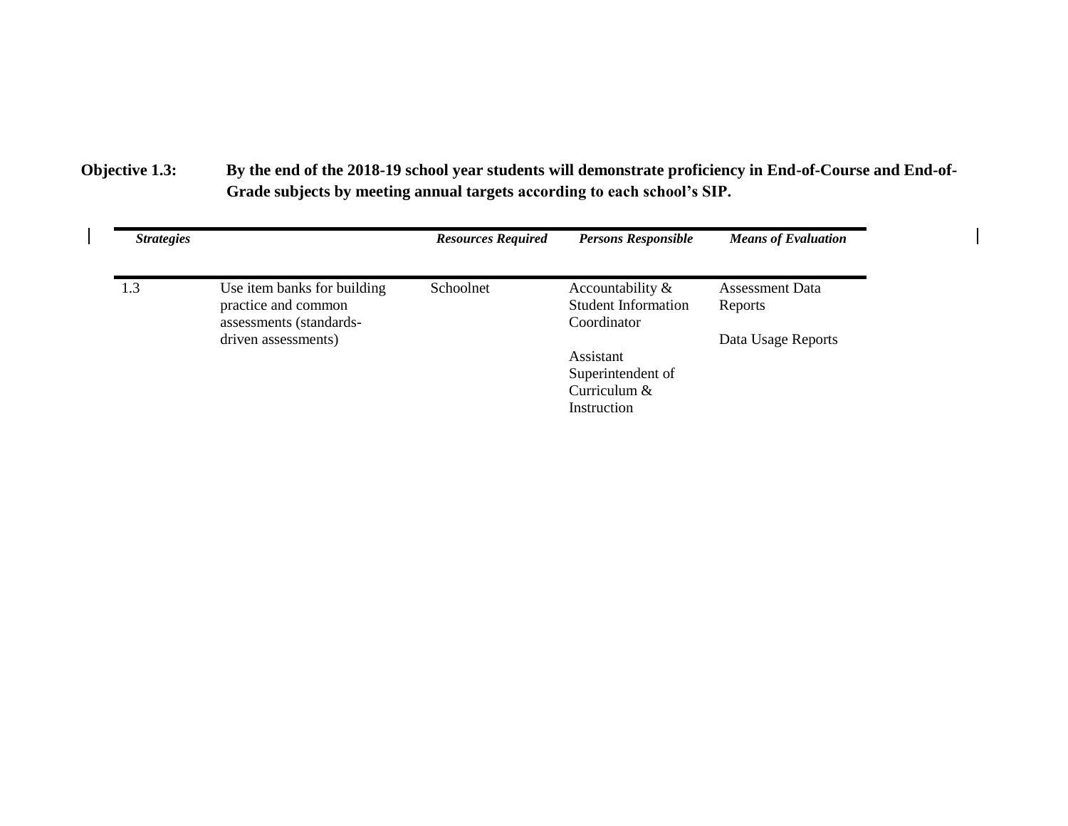**Objective 1.3:** **By the end of the 2018-19 school year students will demonstrate proficiency in End-of-Course and End-of-Grade subjects by meeting annual targets according to each school's SIP.**

| ***Strategies*** | | ***Resources Required*** | ***Persons Responsible*** | ***Means of Evaluation*** |
|---|---|---|---|---|
| 1.3 | Use item banks for building practice and common assessments (standards-driven assessments) | Schoolnet | Accountability & Student Information Coordinator<br><br>Assistant Superintendent of Curriculum & Instruction | Assessment Data Reports<br><br>Data Usage Reports |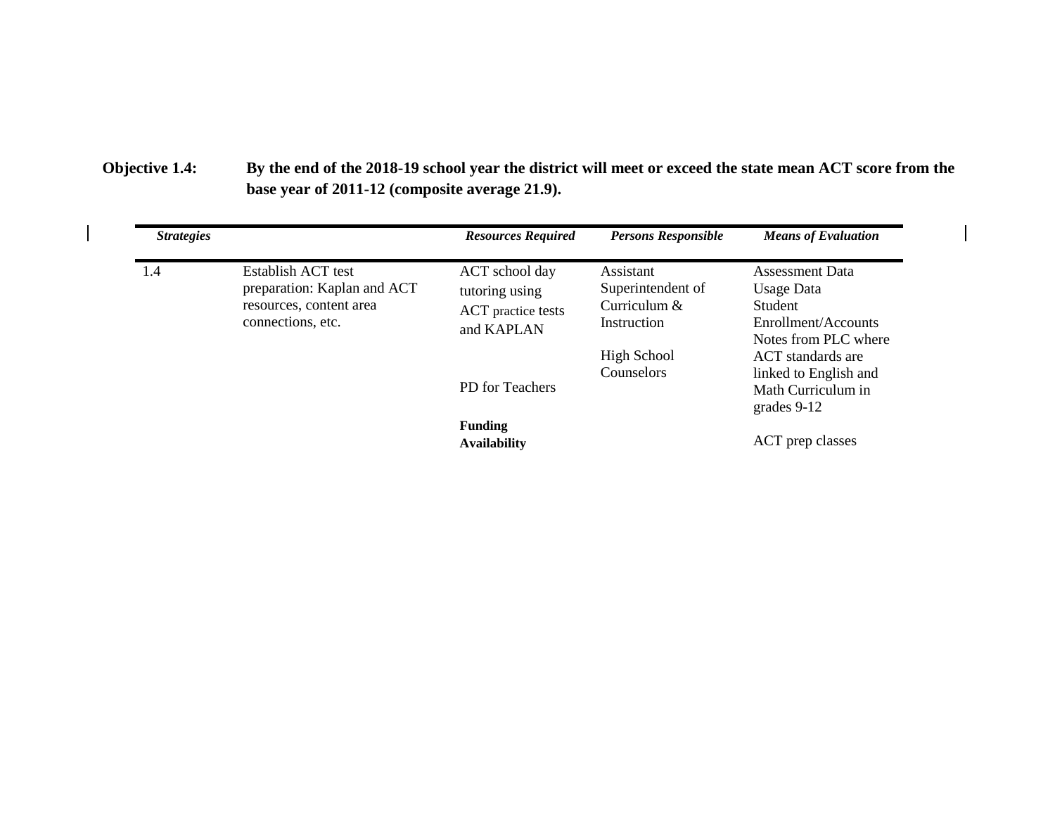**Objective 1.4:** **By the end of the 2018-19 school year the district will meet or exceed the state mean ACT score from the base year of 2011-12 (composite average 21.9).**

| *Strategies* | | *Resources Required* | *Persons Responsible* | *Means of Evaluation* |
|---|---|---|---|---|
| 1.4 | Establish ACT test preparation: Kaplan and ACT resources, content area connections, etc. | ACT school day tutoring using ACT practice tests and KAPLAN<br><br>PD for Teachers<br><br>**Funding Availability** | Assistant Superintendent of Curriculum & Instruction<br><br>High School Counselors | Assessment Data<br>Usage Data<br>Student Enrollment/Accounts<br>Notes from PLC where ACT standards are linked to English and Math Curriculum in grades 9-12<br><br>ACT prep classes |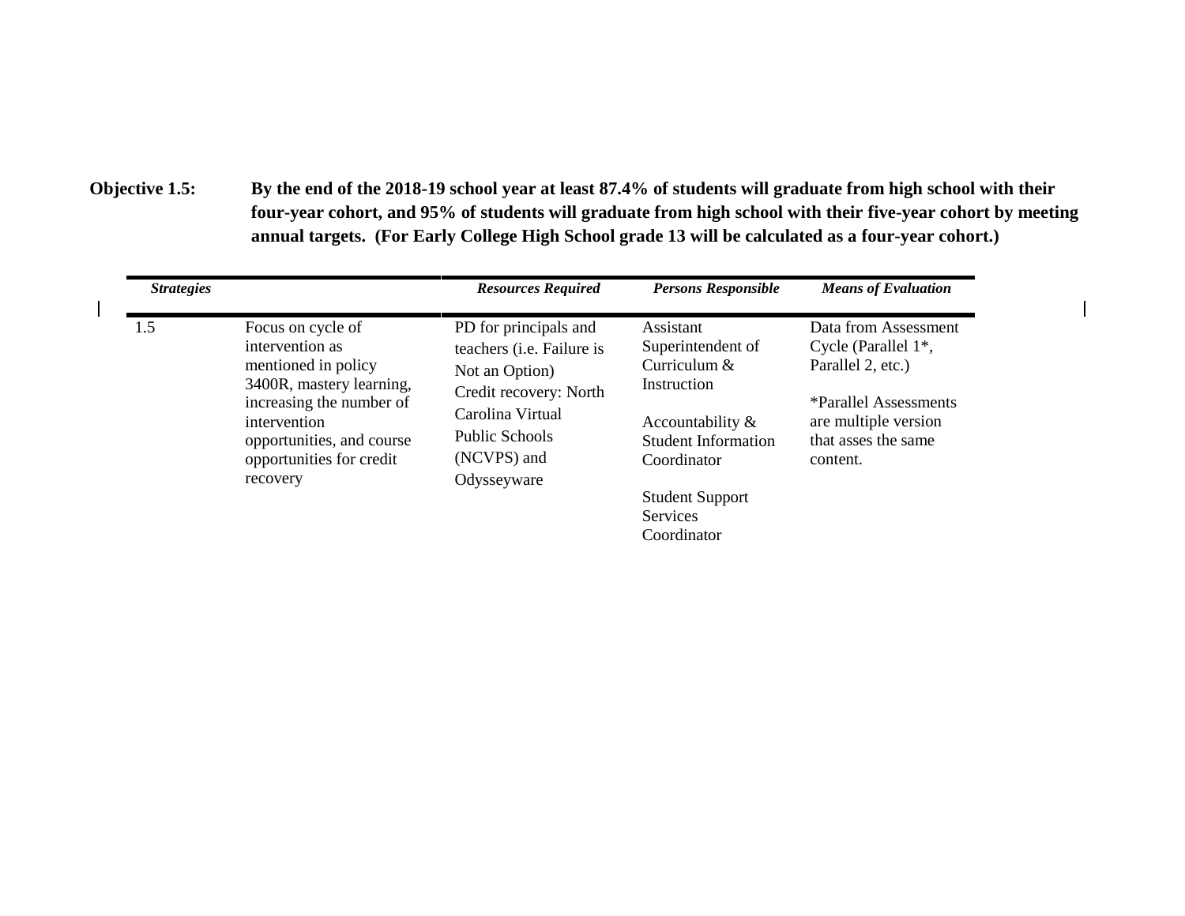**Objective 1.5:** **By the end of the 2018-19 school year at least 87.4% of students will graduate from high school with their four-year cohort, and 95% of students will graduate from high school with their five-year cohort by meeting annual targets. (For Early College High School grade 13 will be calculated as a four-year cohort.)**

| *Strategies* | | *Resources Required* | *Persons Responsible* | *Means of Evaluation* |
|---|---|---|---|---|
| 1.5 | Focus on cycle of intervention as mentioned in policy 3400R, mastery learning, increasing the number of intervention opportunities, and course opportunities for credit recovery | PD for principals and teachers (i.e. Failure is Not an Option)<br>Credit recovery: North Carolina Virtual Public Schools (NCVPS) and Odysseyware | Assistant Superintendent of Curriculum & Instruction<br><br>Accountability & Student Information Coordinator<br><br>Student Support Services Coordinator | Data from Assessment Cycle (Parallel 1*, Parallel 2, etc.)<br><br>*Parallel Assessments are multiple version that asses the same content. |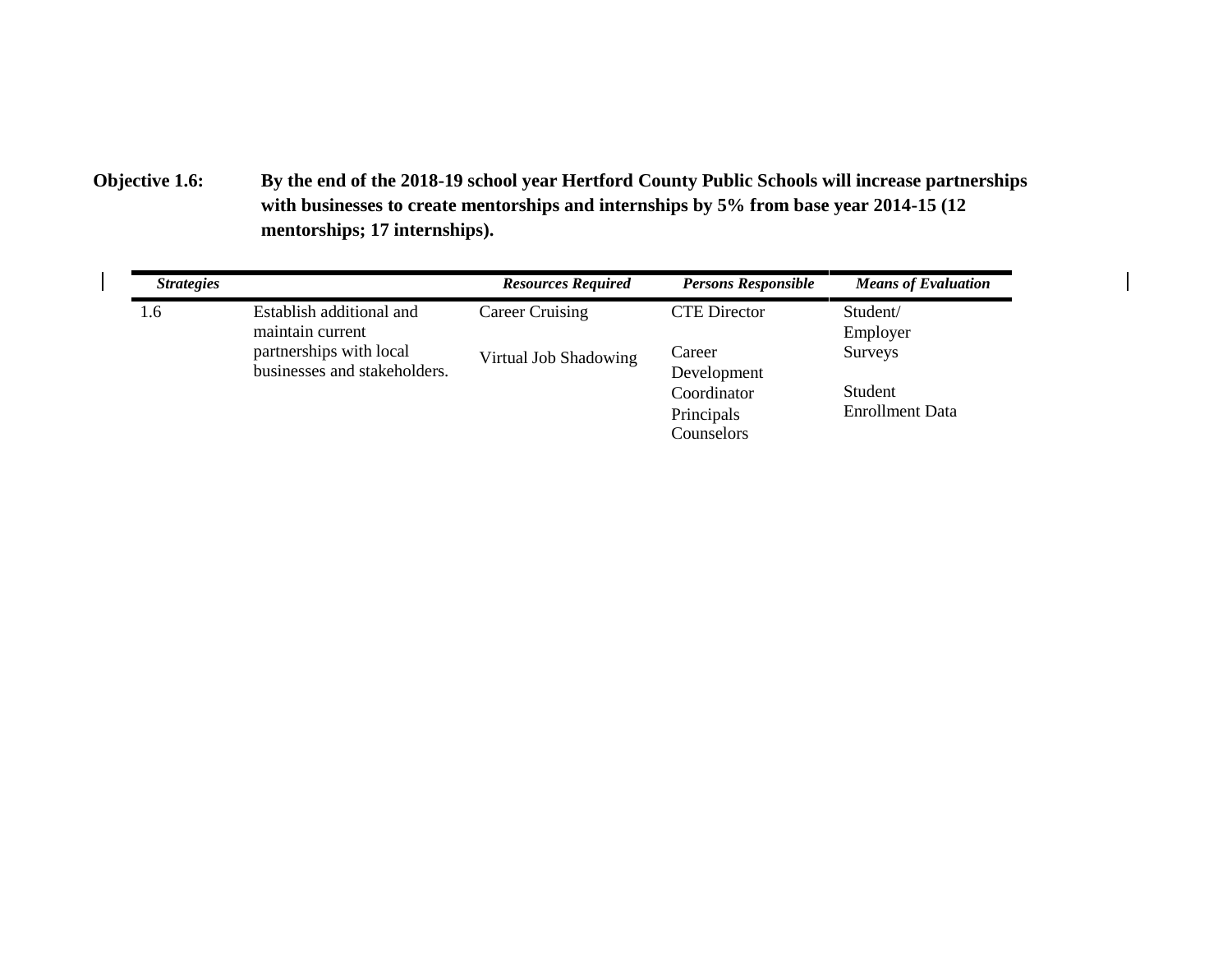**Objective 1.6:** **By the end of the 2018-19 school year Hertford County Public Schools will increase partnerships with businesses to create mentorships and internships by 5% from base year 2014-15 (12 mentorships; 17 internships).**

| ***Strategies*** | | ***Resources Required*** | ***Persons Responsible*** | ***Means of Evaluation*** |
|---|---|---|---|---|
| 1.6 | Establish additional and maintain current partnerships with local businesses and stakeholders. | Career Cruising<br><br>Virtual Job Shadowing | CTE Director<br><br>Career Development Coordinator<br>Principals<br>Counselors | Student/ Employer Surveys<br><br>Student Enrollment Data |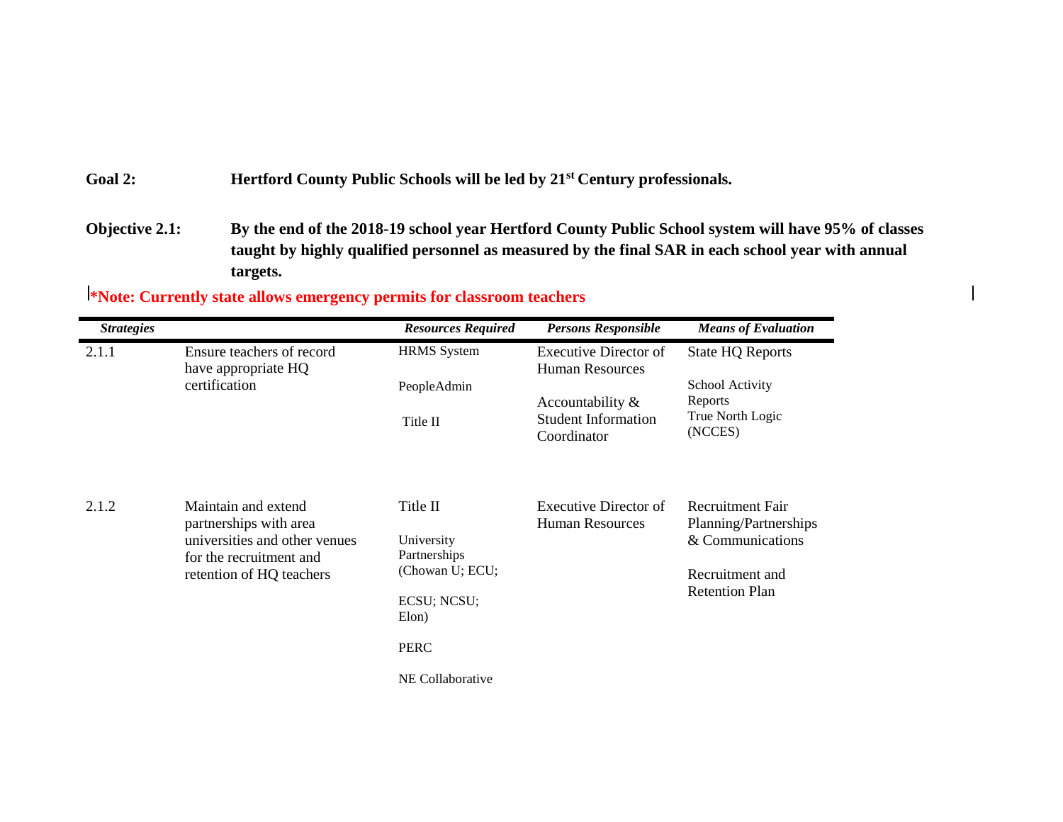**Goal 2:** **Hertford County Public Schools will be led by 21st Century professionals.**

**Objective 2.1:** **By the end of the 2018-19 school year Hertford County Public School system will have 95% of classes taught by highly qualified personnel as measured by the final SAR in each school year with annual targets.**

***Note: Currently state allows emergency permits for classroom teachers**

| ***Strategies*** | | ***Resources Required*** | ***Persons Responsible*** | ***Means of Evaluation*** |
|---|---|---|---|---|
| 2.1.1 | Ensure teachers of record have appropriate HQ certification | HRMS System<br><br>PeopleAdmin<br><br>Title II | Executive Director of Human Resources<br><br>Accountability & Student Information Coordinator | State HQ Reports<br><br>School Activity Reports<br>True North Logic (NCCES) |
| 2.1.2 | Maintain and extend partnerships with area universities and other venues for the recruitment and retention of HQ teachers | Title II<br><br>University Partnerships (Chowan U; ECU; ECSU; NCSU; Elon)<br><br>PERC<br><br>NE Collaborative | Executive Director of Human Resources | Recruitment Fair Planning/Partnerships & Communications<br><br>Recruitment and Retention Plan |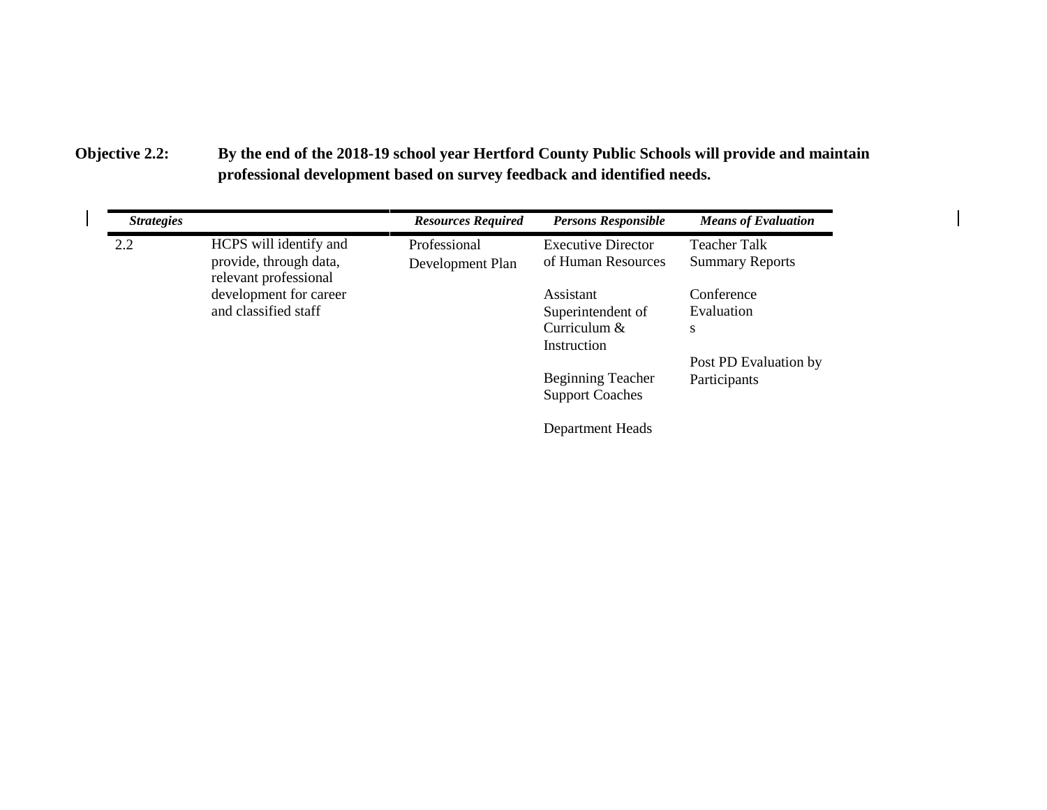**Objective 2.2:** **By the end of the 2018-19 school year Hertford County Public Schools will provide and maintain professional development based on survey feedback and identified needs.**

| ***Strategies*** | | ***Resources Required*** | ***Persons Responsible*** | ***Means of Evaluation*** |
|---|---|---|---|---|
| 2.2 | HCPS will identify and provide, through data, relevant professional development for career and classified staff | Professional Development Plan | Executive Director of Human Resources<br><br>Assistant Superintendent of Curriculum & Instruction<br><br>Beginning Teacher Support Coaches<br><br>Department Heads | Teacher Talk Summary Reports<br><br>Conference Evaluation s<br><br>Post PD Evaluation by Participants |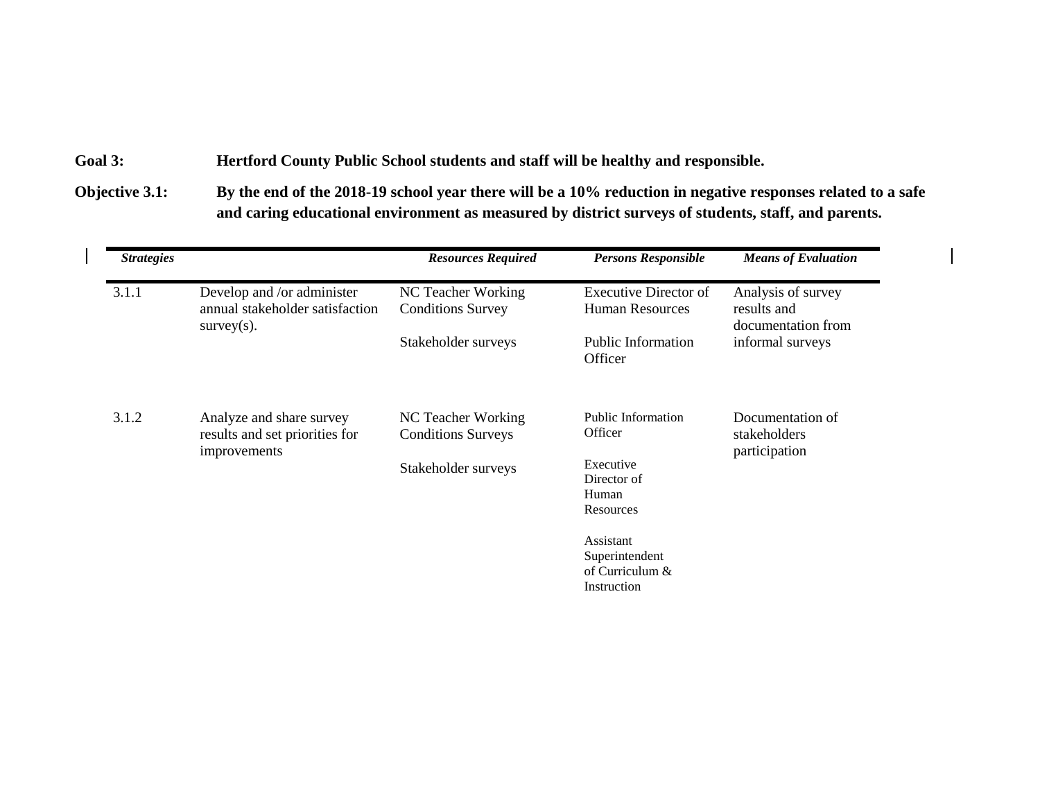**Goal 3:** **Hertford County Public School students and staff will be healthy and responsible.**

**Objective 3.1:** **By the end of the 2018-19 school year there will be a 10% reduction in negative responses related to a safe and caring educational environment as measured by district surveys of students, staff, and parents.**

| ***Strategies*** | | ***Resources Required*** | ***Persons Responsible*** | ***Means of Evaluation*** |
|---|---|---|---|---|
| 3.1.1 | Develop and /or administer annual stakeholder satisfaction survey(s). | NC Teacher Working Conditions Survey<br><br>Stakeholder surveys | Executive Director of Human Resources<br><br>Public Information Officer | Analysis of survey results and documentation from informal surveys |
| 3.1.2 | Analyze and share survey results and set priorities for improvements | NC Teacher Working Conditions Surveys<br><br>Stakeholder surveys | Public Information Officer<br><br>Executive Director of Human Resources<br><br>Assistant Superintendent of Curriculum & Instruction | Documentation of stakeholders participation |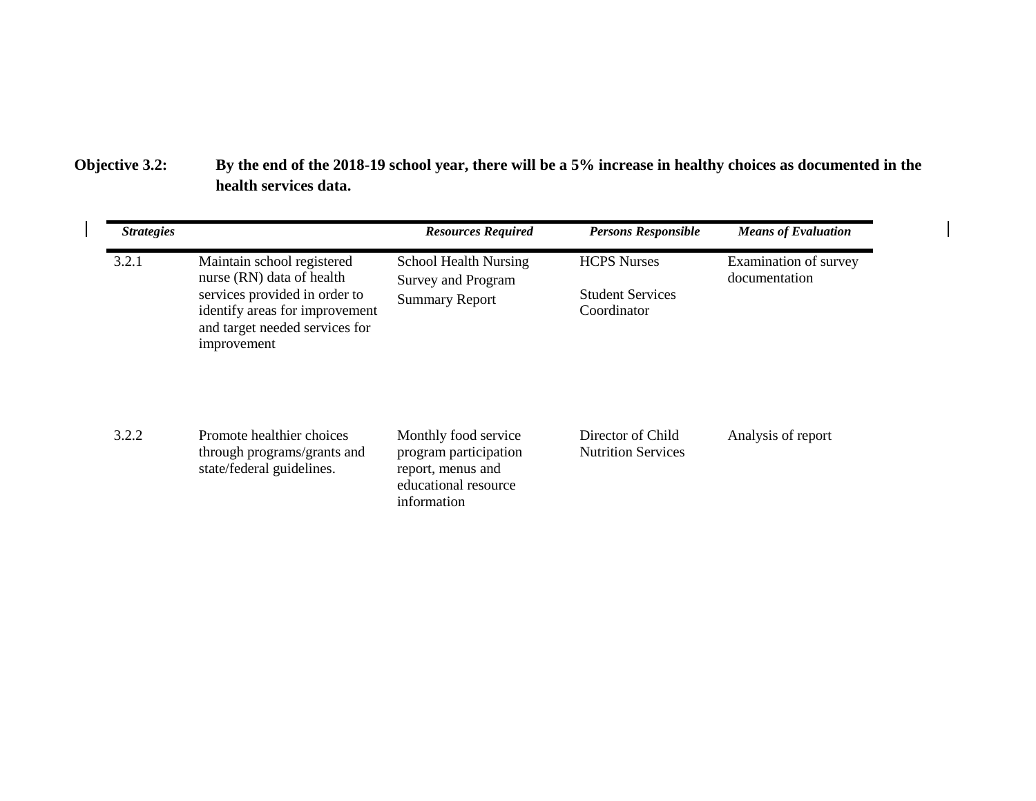**Objective 3.2:** **By the end of the 2018-19 school year, there will be a 5% increase in healthy choices as documented in the health services data.**

| *Strategies* | | *Resources Required* | *Persons Responsible* | *Means of Evaluation* |
|---|---|---|---|---|
| 3.2.1 | Maintain school registered nurse (RN) data of health services provided in order to identify areas for improvement and target needed services for improvement | School Health Nursing Survey and Program Summary Report | HCPS Nurses<br><br>Student Services Coordinator | Examination of survey documentation |
| 3.2.2 | Promote healthier choices through programs/grants and state/federal guidelines. | Monthly food service program participation report, menus and educational resource information | Director of Child Nutrition Services | Analysis of report |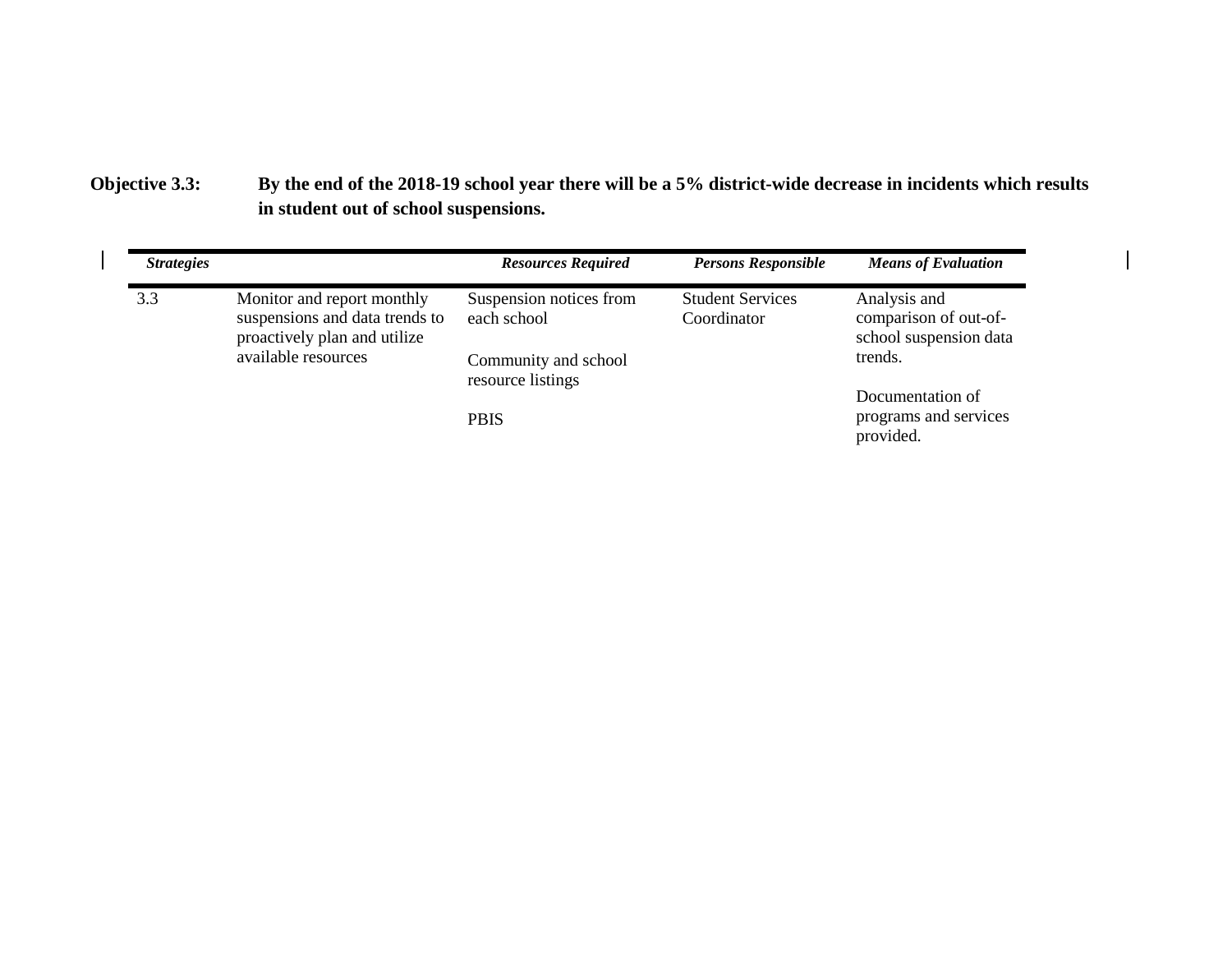**Objective 3.3:** **By the end of the 2018-19 school year there will be a 5% district-wide decrease in incidents which results in student out of school suspensions.**

| *Strategies* | | *Resources Required* | *Persons Responsible* | *Means of Evaluation* |
|---|---|---|---|---|
| 3.3 | Monitor and report monthly suspensions and data trends to proactively plan and utilize available resources | Suspension notices from each school<br><br>Community and school resource listings<br><br>PBIS | Student Services Coordinator | Analysis and comparison of out-of-school suspension data trends.<br><br>Documentation of programs and services provided. |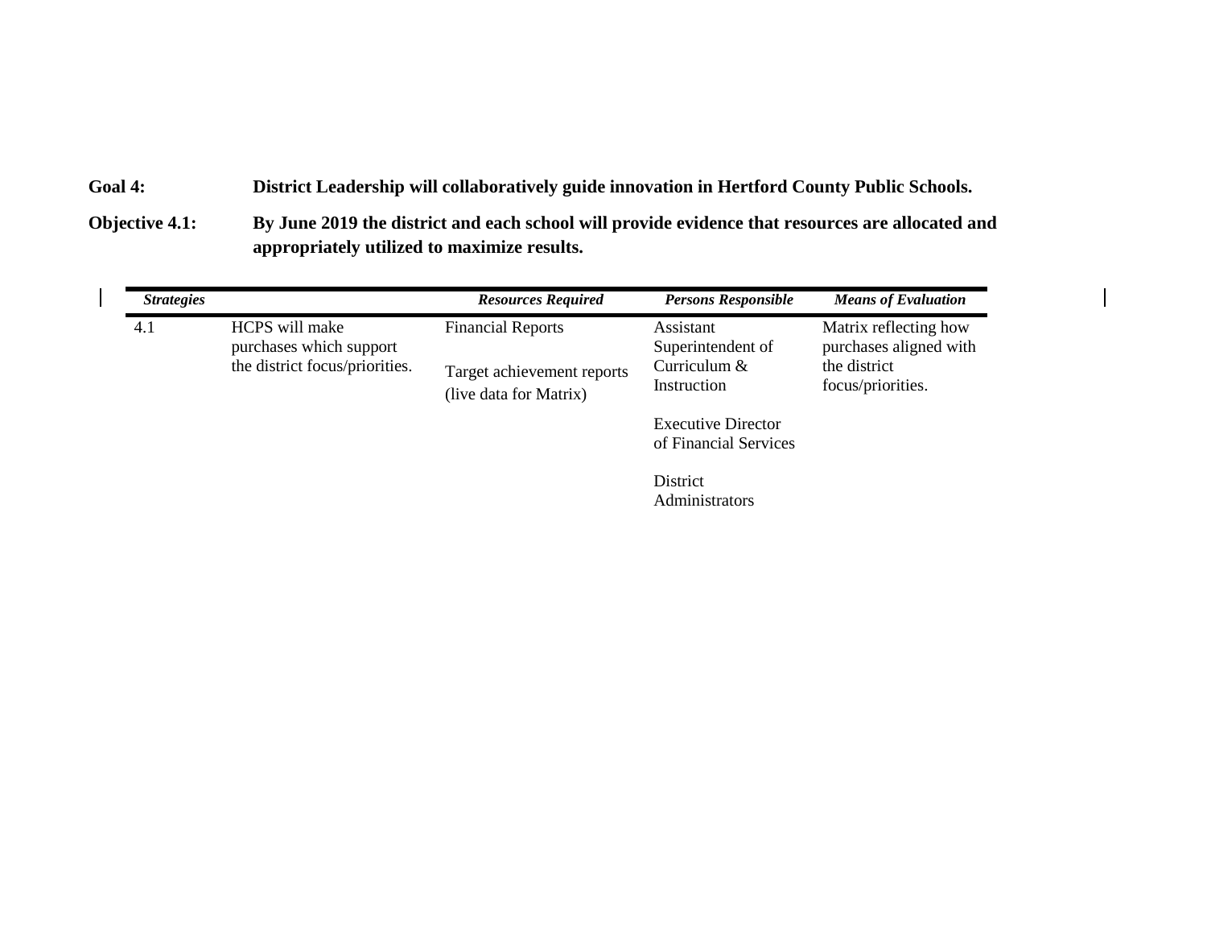**Goal 4:** **District Leadership will collaboratively guide innovation in Hertford County Public Schools.**

**Objective 4.1:** **By June 2019 the district and each school will provide evidence that resources are allocated and appropriately utilized to maximize results.**

| ***Strategies*** | | ***Resources Required*** | ***Persons Responsible*** | ***Means of Evaluation*** |
|---|---|---|---|---|
| 4.1 | HCPS will make purchases which support the district focus/priorities. | Financial Reports<br><br>Target achievement reports (live data for Matrix) | Assistant Superintendent of Curriculum & Instruction<br><br>Executive Director of Financial Services<br><br>District Administrators | Matrix reflecting how purchases aligned with the district focus/priorities. |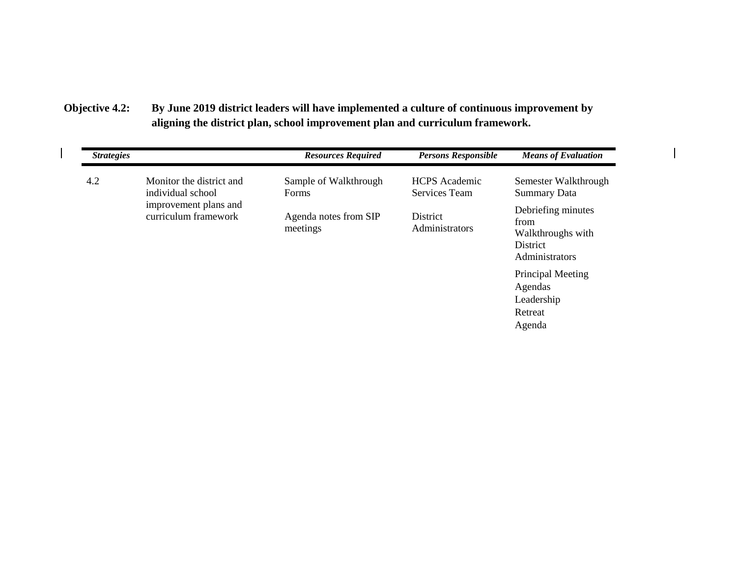**Objective 4.2:** **By June 2019 district leaders will have implemented a culture of continuous improvement by aligning the district plan, school improvement plan and curriculum framework.**

| ***Strategies*** | | ***Resources Required*** | ***Persons Responsible*** | ***Means of Evaluation*** |
|---|---|---|---|---|
| 4.2 | Monitor the district and individual school improvement plans and curriculum framework | Sample of Walkthrough Forms<br><br>Agenda notes from SIP meetings | HCPS Academic Services Team<br><br>District Administrators | Semester Walkthrough Summary Data<br><br>Debriefing minutes from Walkthroughs with District Administrators<br><br>Principal Meeting Agendas<br>Leadership Retreat Agenda |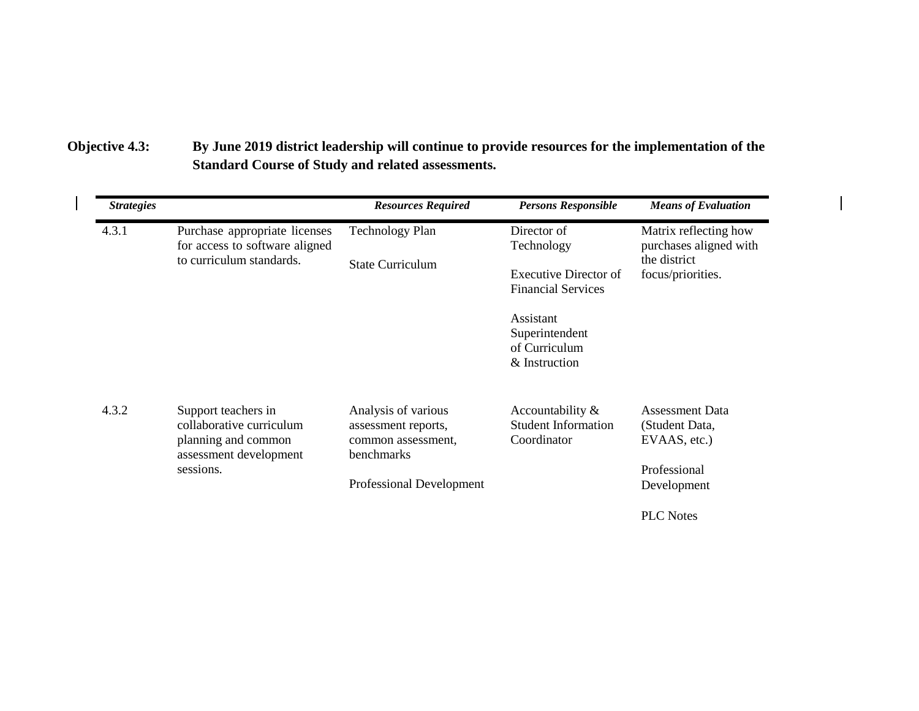**Objective 4.3:** **By June 2019 district leadership will continue to provide resources for the implementation of the Standard Course of Study and related assessments.**

| *Strategies* | | *Resources Required* | *Persons Responsible* | *Means of Evaluation* |
|---|---|---|---|---|
| 4.3.1 | Purchase appropriate licenses for access to software aligned to curriculum standards. | Technology Plan<br><br>State Curriculum | Director of Technology<br><br>Executive Director of Financial Services<br><br>Assistant Superintendent of Curriculum & Instruction | Matrix reflecting how purchases aligned with the district focus/priorities. |
| 4.3.2 | Support teachers in collaborative curriculum planning and common assessment development sessions. | Analysis of various assessment reports, common assessment, benchmarks<br><br>Professional Development | Accountability & Student Information Coordinator | Assessment Data (Student Data, EVAAS, etc.)<br><br>Professional Development<br><br>PLC Notes |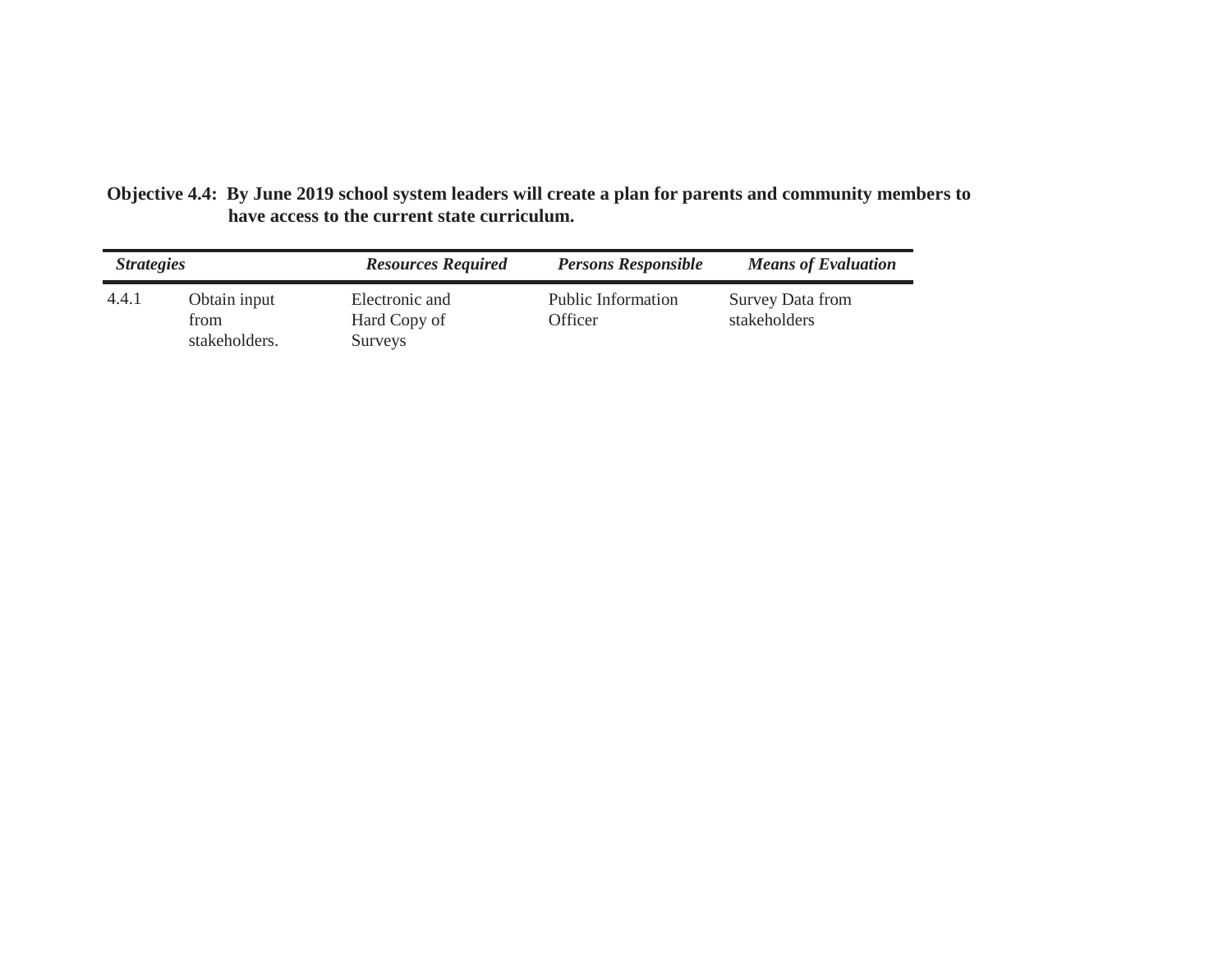**Objective 4.4: By June 2019 school system leaders will create a plan for parents and community members to have access to the current state curriculum.**

| *Strategies* | | *Resources Required* | *Persons Responsible* | *Means of Evaluation* |
|---|---|---|---|---|
| 4.4.1 | Obtain input from stakeholders. | Electronic and Hard Copy of Surveys | Public Information Officer | Survey Data from stakeholders |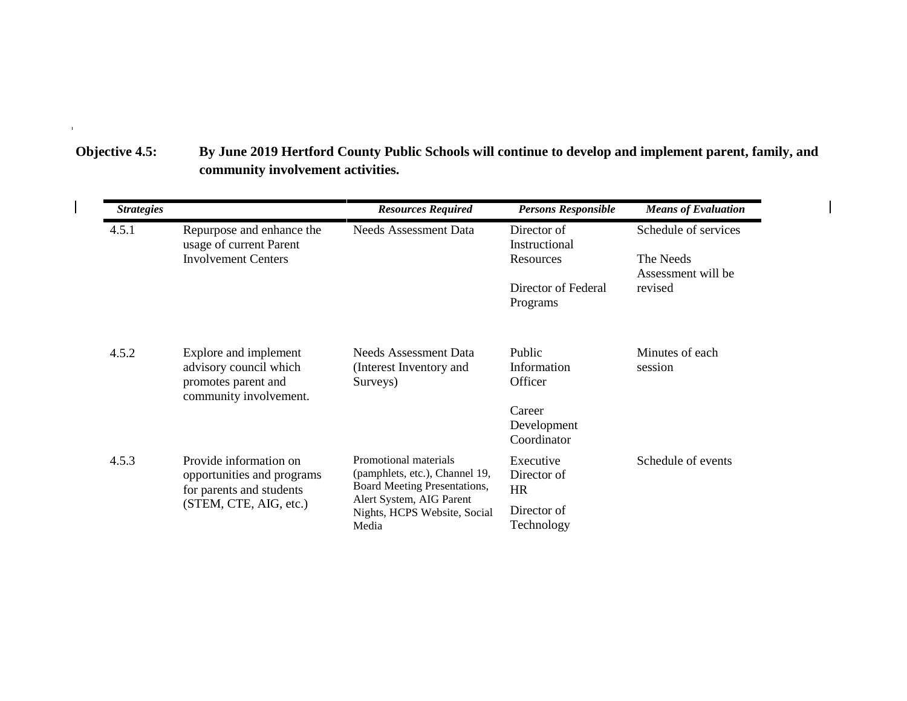**Objective 4.5:** **By June 2019 Hertford County Public Schools will continue to develop and implement parent, family, and community involvement activities.**

| *Strategies* | | *Resources Required* | *Persons Responsible* | *Means of Evaluation* |
|---|---|---|---|---|
| 4.5.1 | Repurpose and enhance the usage of current Parent Involvement Centers | Needs Assessment Data | Director of Instructional Resources<br><br>Director of Federal Programs | Schedule of services<br><br>The Needs Assessment will be revised |
| 4.5.2 | Explore and implement advisory council which promotes parent and community involvement. | Needs Assessment Data (Interest Inventory and Surveys) | Public Information Officer<br><br>Career Development Coordinator | Minutes of each session |
| 4.5.3 | Provide information on opportunities and programs for parents and students (STEM, CTE, AIG, etc.) | Promotional materials (pamphlets, etc.), Channel 19, Board Meeting Presentations, Alert System, AIG Parent Nights, HCPS Website, Social Media | Executive Director of HR<br><br>Director of Technology | Schedule of events |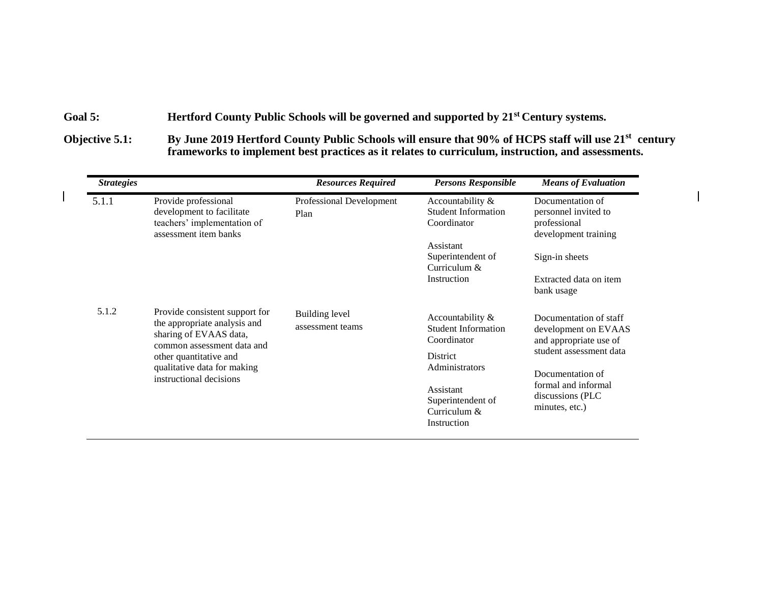**Goal 5:** **Hertford County Public Schools will be governed and supported by 21st Century systems.**

**Objective 5.1:** **By June 2019 Hertford County Public Schools will ensure that 90% of HCPS staff will use 21st century frameworks to implement best practices as it relates to curriculum, instruction, and assessments.**

| *Strategies* | | *Resources Required* | *Persons Responsible* | *Means of Evaluation* |
|---|---|---|---|---|
| 5.1.1 | Provide professional development to facilitate teachers' implementation of assessment item banks | Professional Development Plan | Accountability & Student Information Coordinator<br><br>Assistant Superintendent of Curriculum & Instruction | Documentation of personnel invited to professional development training<br><br>Sign-in sheets<br><br>Extracted data on item bank usage |
| 5.1.2 | Provide consistent support for the appropriate analysis and sharing of EVAAS data, common assessment data and other quantitative and qualitative data for making instructional decisions | Building level assessment teams | Accountability & Student Information Coordinator<br><br>District Administrators<br><br>Assistant Superintendent of Curriculum & Instruction | Documentation of staff development on EVAAS and appropriate use of student assessment data<br><br>Documentation of formal and informal discussions (PLC minutes, etc.) |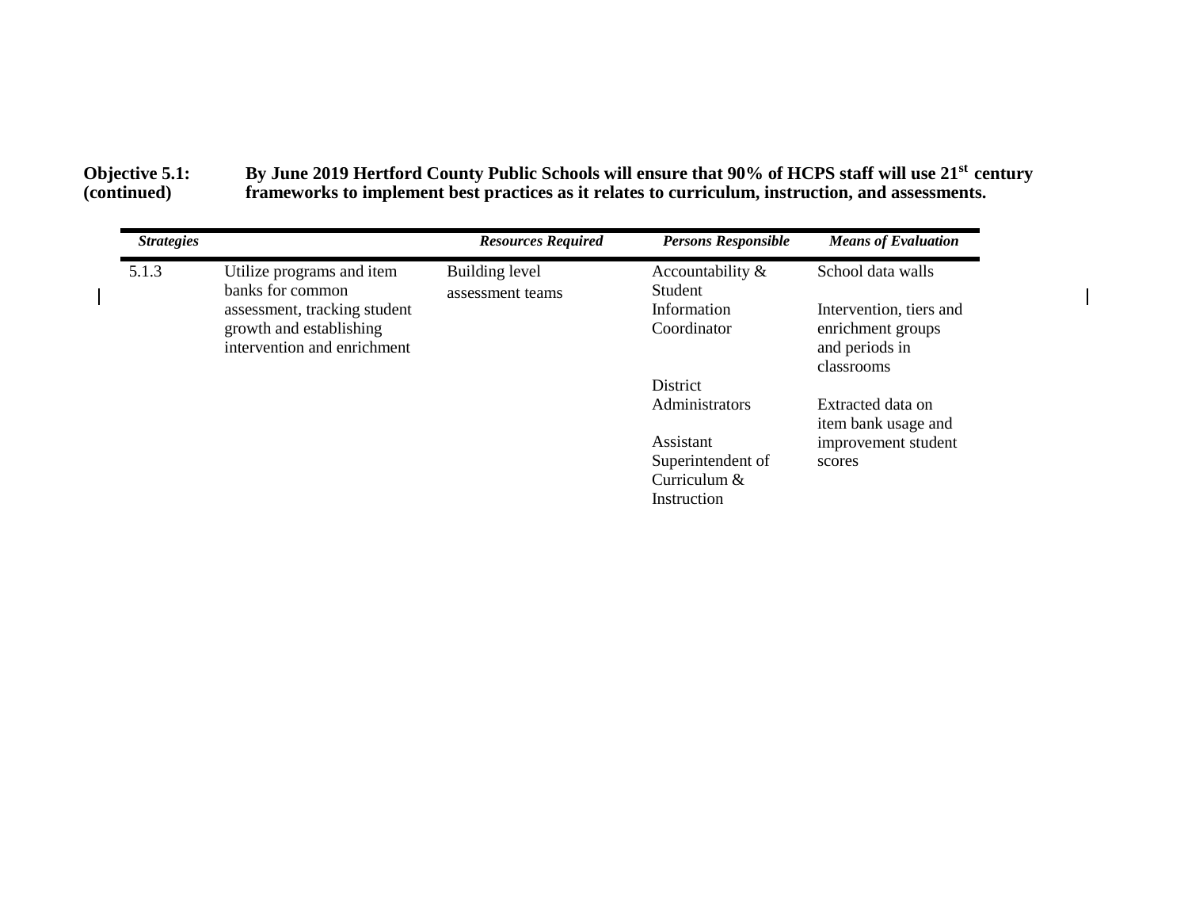**Objective 5.1: (continued)** **By June 2019 Hertford County Public Schools will ensure that 90% of HCPS staff will use 21st century frameworks to implement best practices as it relates to curriculum, instruction, and assessments.**

| *Strategies* | | *Resources Required* | *Persons Responsible* | *Means of Evaluation* |
|---|---|---|---|---|
| 5.1.3 | Utilize programs and item banks for common assessment, tracking student growth and establishing intervention and enrichment | Building level assessment teams | Accountability & Student Information Coordinator<br><br>District Administrators<br><br>Assistant Superintendent of Curriculum & Instruction | School data walls<br><br>Intervention, tiers and enrichment groups and periods in classrooms<br><br>Extracted data on item bank usage and improvement student scores |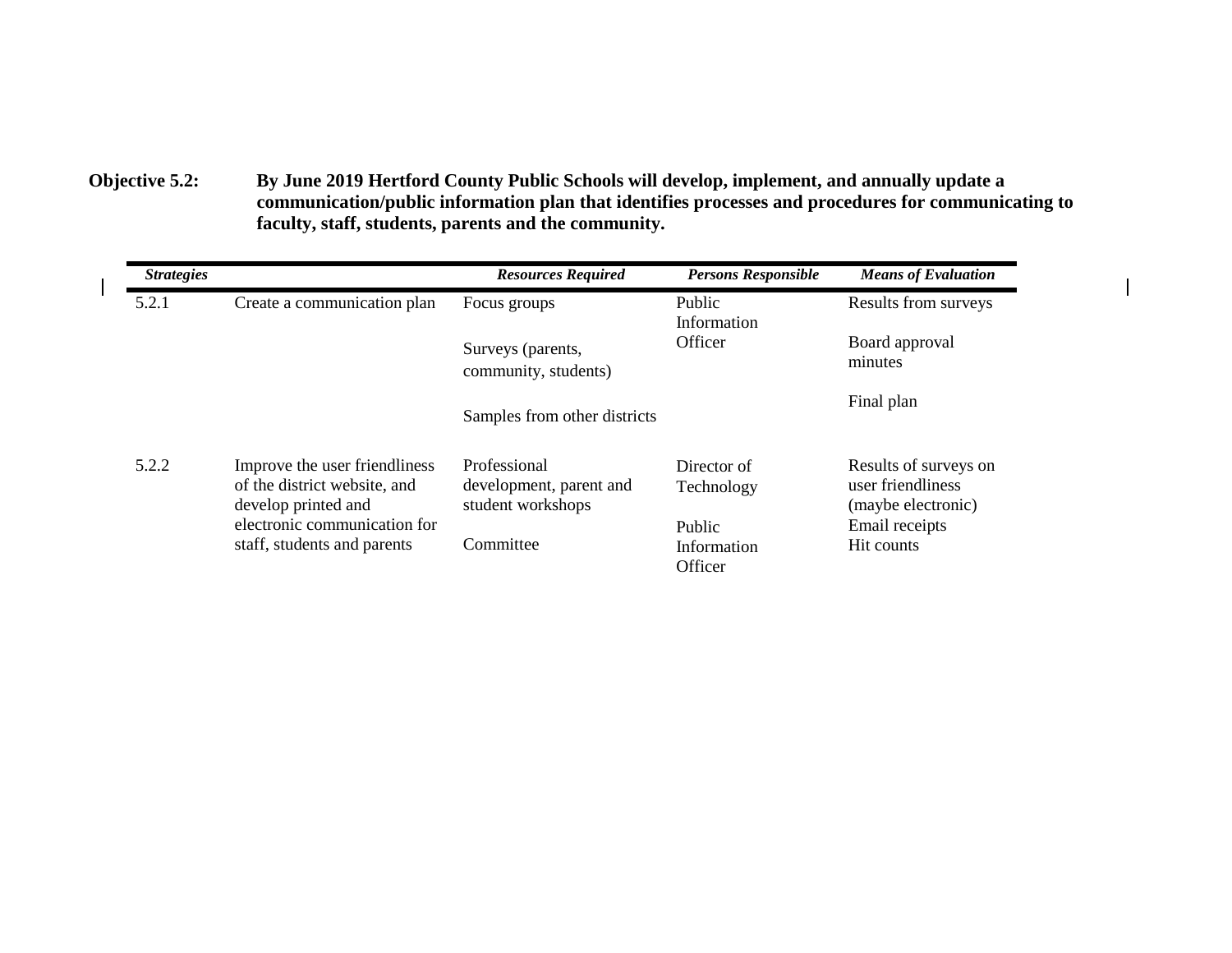**Objective 5.2:** **By June 2019 Hertford County Public Schools will develop, implement, and annually update a communication/public information plan that identifies processes and procedures for communicating to faculty, staff, students, parents and the community.**

| ***Strategies*** | | ***Resources Required*** | ***Persons Responsible*** | ***Means of Evaluation*** |
|---|---|---|---|---|
| 5.2.1 | Create a communication plan | Focus groups<br><br>Surveys (parents, community, students)<br><br>Samples from other districts | Public Information Officer | Results from surveys<br><br>Board approval minutes<br><br>Final plan |
| 5.2.2 | Improve the user friendliness of the district website, and develop printed and electronic communication for staff, students and parents | Professional development, parent and student workshops<br><br>Committee | Director of Technology<br><br>Public Information Officer | Results of surveys on user friendliness (maybe electronic)<br>Email receipts<br>Hit counts |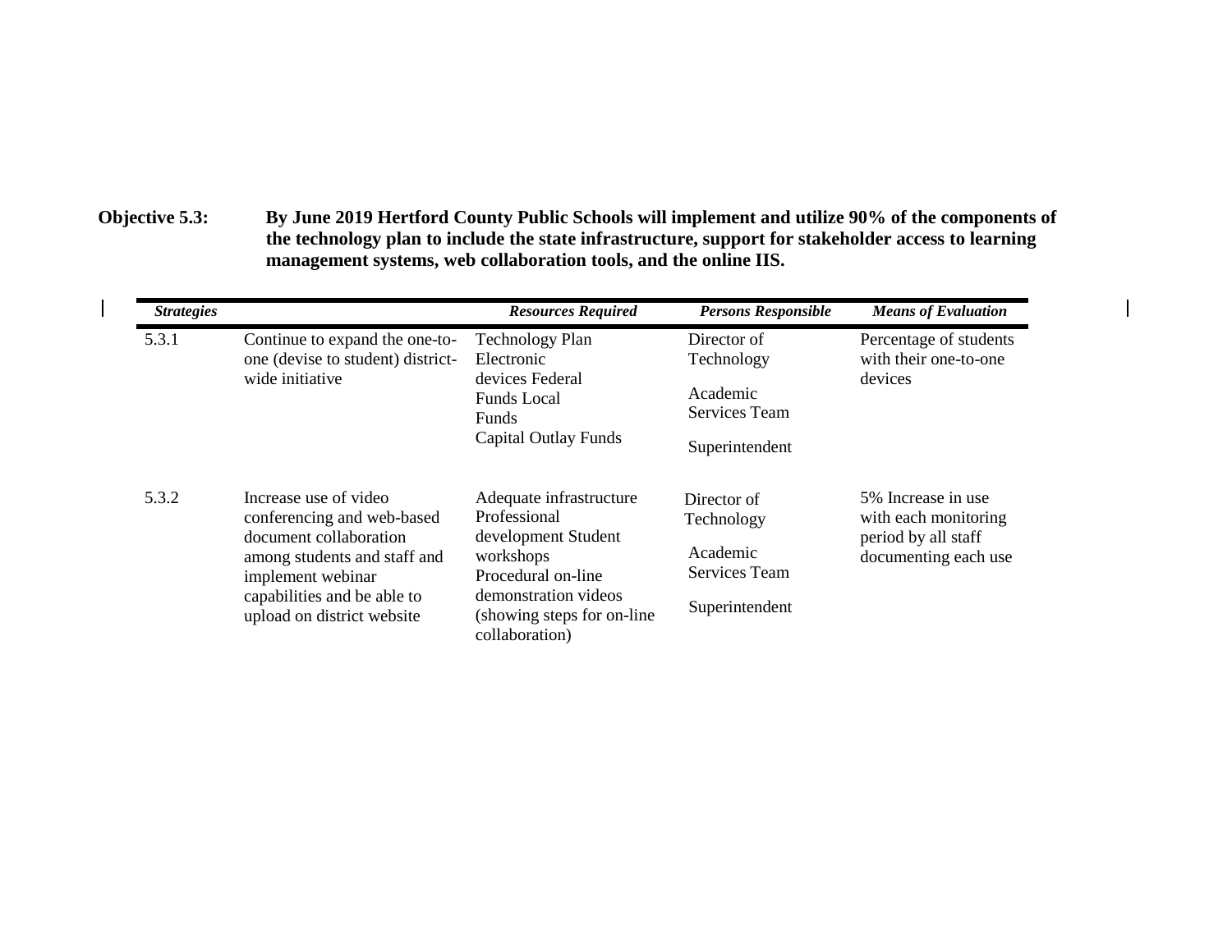**Objective 5.3:** **By June 2019 Hertford County Public Schools will implement and utilize 90% of the components of the technology plan to include the state infrastructure, support for stakeholder access to learning management systems, web collaboration tools, and the online IIS.**

| ***Strategies*** | | ***Resources Required*** | ***Persons Responsible*** | ***Means of Evaluation*** |
|---|---|---|---|---|
| 5.3.1 | Continue to expand the one-to-one (devise to student) district-wide initiative | Technology Plan<br>Electronic devices Federal Funds Local Funds<br>Capital Outlay Funds | Director of Technology<br>Academic Services Team<br>Superintendent | Percentage of students with their one-to-one devices |
| 5.3.2 | Increase use of video conferencing and web-based document collaboration among students and staff and implement webinar capabilities and be able to upload on district website | Adequate infrastructure<br>Professional development Student workshops<br>Procedural on-line demonstration videos (showing steps for on-line collaboration) | Director of Technology<br>Academic Services Team<br>Superintendent | 5% Increase in use with each monitoring period by all staff documenting each use |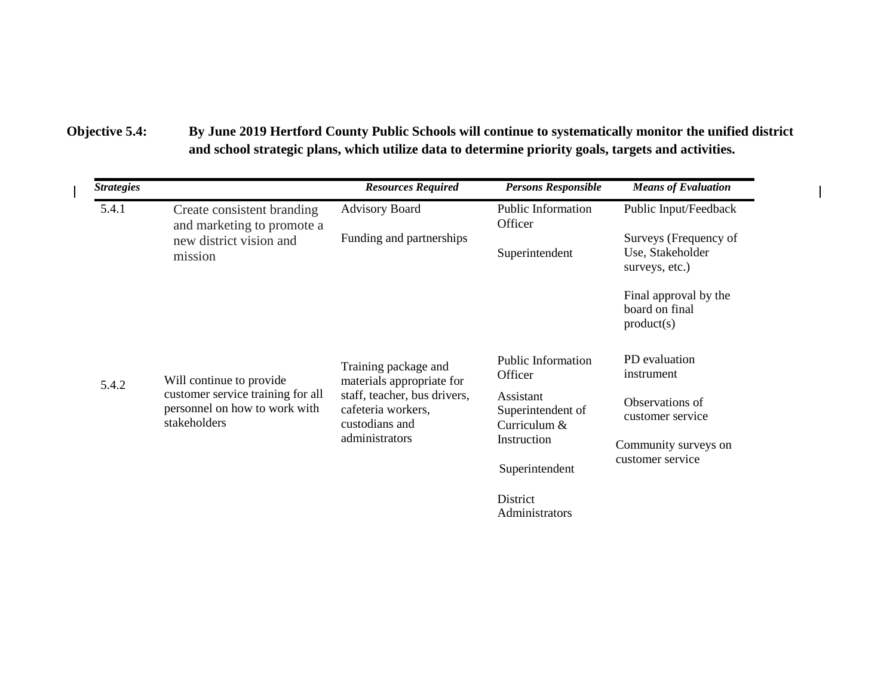**Objective 5.4:** **By June 2019 Hertford County Public Schools will continue to systematically monitor the unified district and school strategic plans, which utilize data to determine priority goals, targets and activities.**

| *Strategies* | | *Resources Required* | *Persons Responsible* | *Means of Evaluation* |
|---|---|---|---|---|
| 5.4.1 | Create consistent branding and marketing to promote a new district vision and mission | Advisory Board<br><br>Funding and partnerships | Public Information Officer<br><br>Superintendent | Public Input/Feedback<br><br>Surveys (Frequency of Use, Stakeholder surveys, etc.)<br><br>Final approval by the board on final product(s) |
| 5.4.2 | Will continue to provide customer service training for all personnel on how to work with stakeholders | Training package and materials appropriate for staff, teacher, bus drivers, cafeteria workers, custodians and administrators | Public Information Officer<br><br>Assistant Superintendent of Curriculum & Instruction<br><br>Superintendent<br><br>District Administrators | PD evaluation instrument<br><br>Observations of customer service<br><br>Community surveys on customer service |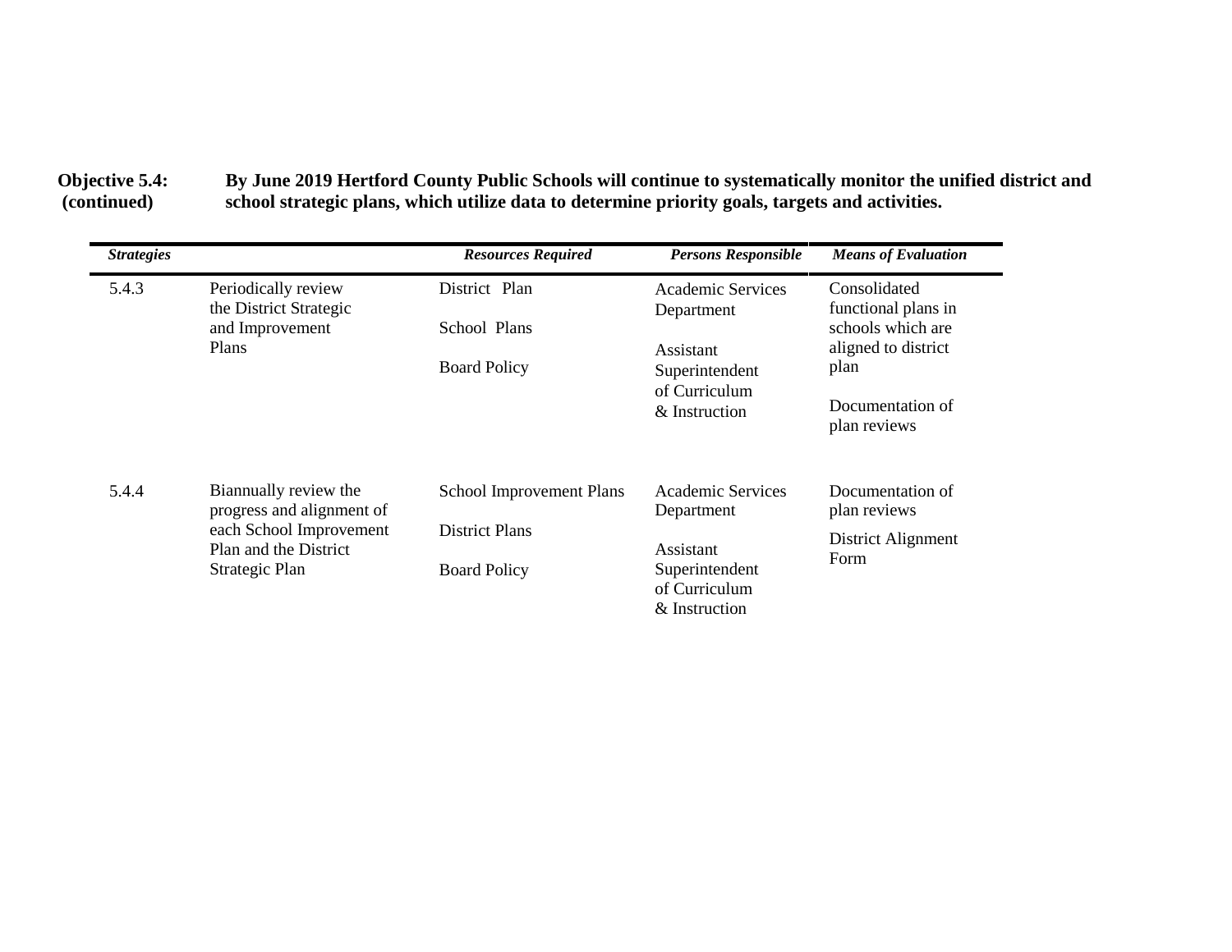**Objective 5.4: (continued)** **By June 2019 Hertford County Public Schools will continue to systematically monitor the unified district and school strategic plans, which utilize data to determine priority goals, targets and activities.**

| *Strategies* | | *Resources Required* | *Persons Responsible* | *Means of Evaluation* |
|---|---|---|---|---|
| 5.4.3 | Periodically review the District Strategic and Improvement Plans | District Plan<br><br>School Plans<br><br>Board Policy | Academic Services Department<br><br>Assistant Superintendent of Curriculum & Instruction | Consolidated functional plans in schools which are aligned to district plan<br><br>Documentation of plan reviews |
| 5.4.4 | Biannually review the progress and alignment of each School Improvement Plan and the District Strategic Plan | School Improvement Plans<br><br>District Plans<br><br>Board Policy | Academic Services Department<br><br>Assistant Superintendent of Curriculum & Instruction | Documentation of plan reviews<br><br>District Alignment Form |